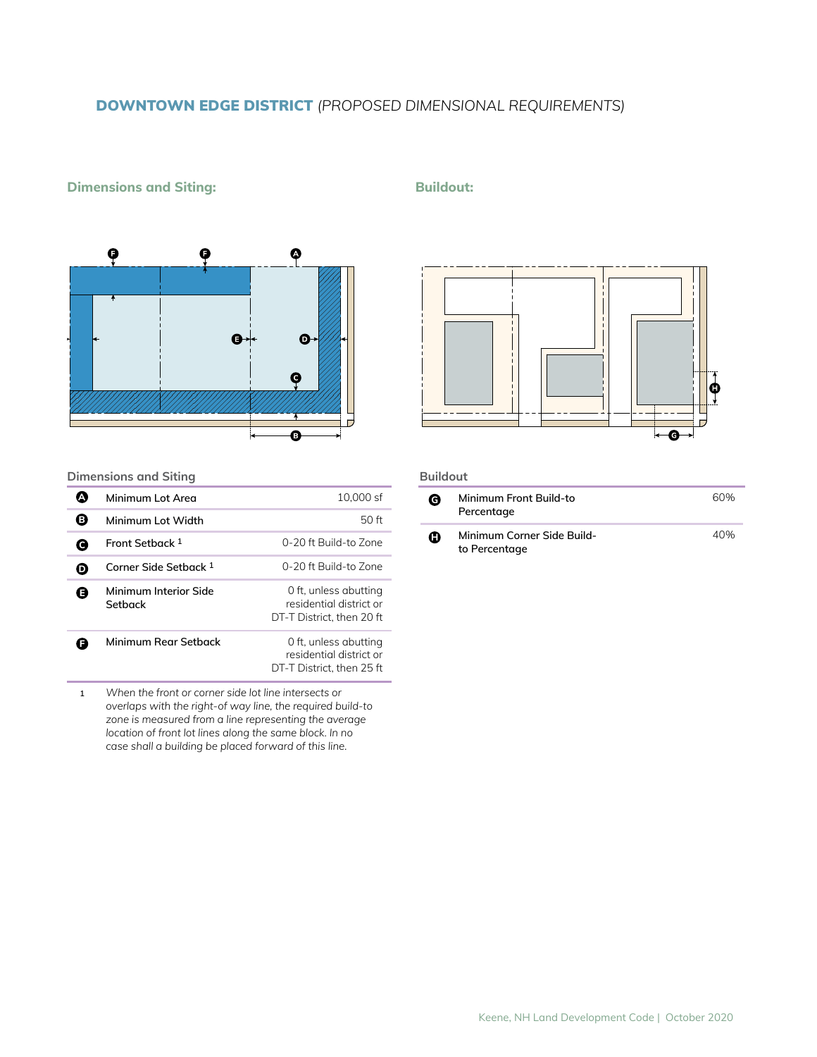# DOWNTOWN EDGE DISTRICT *(PROPOSED DIMENSIONAL REQUIREMENTS)*

## Dimensions and Siting:

## Buildout:

### Dimensions and Siting

| | | |
|---|---|---|
| A | Minimum Lot Area | 10,000 sf |
| B | Minimum Lot Width | 50 ft |
| C | Front Setback [1] | 0-20 ft Build-to Zone |
| D | Corner Side Setback [1] | 0-20 ft Build-to Zone |
| E | Minimum Interior Side Setback | 0 ft, unless abutting residential district or DT-T District, then 20 ft |
| F | Minimum Rear Setback | 0 ft, unless abutting residential district or DT-T District, then 25 ft |

1 *When the front or corner side lot line intersects or overlaps with the right-of way line, the required build-to zone is measured from a line representing the average location of front lot lines along the same block. In no case shall a building be placed forward of this line.*

### Buildout

| | | |
|---|---|---|
| G | Minimum Front Build-to Percentage | 60% |
| H | Minimum Corner Side Build-to Percentage | 40% |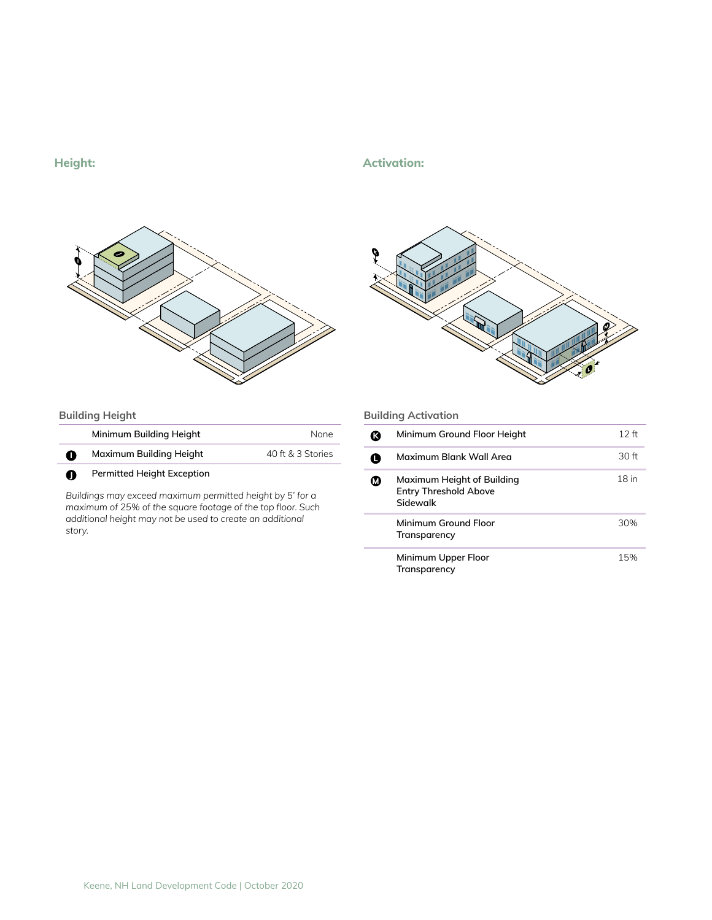## Height:

## Activation:

### Building Height

| | | |
|---|---|---|
| | Minimum Building Height | None |
| I | Maximum Building Height | 40 ft & 3 Stories |
| J | Permitted Height Exception | |

*Buildings may exceed maximum permitted height by 5' for a maximum of 25% of the square footage of the top floor. Such additional height may not be used to create an additional story.*

### Building Activation

| | | |
|---|---|---|
| K | Minimum Ground Floor Height | 12 ft |
| L | Maximum Blank Wall Area | 30 ft |
| M | Maximum Height of Building Entry Threshold Above Sidewalk | 18 in |
| | Minimum Ground Floor Transparency | 30% |
| | Minimum Upper Floor Transparency | 15% |